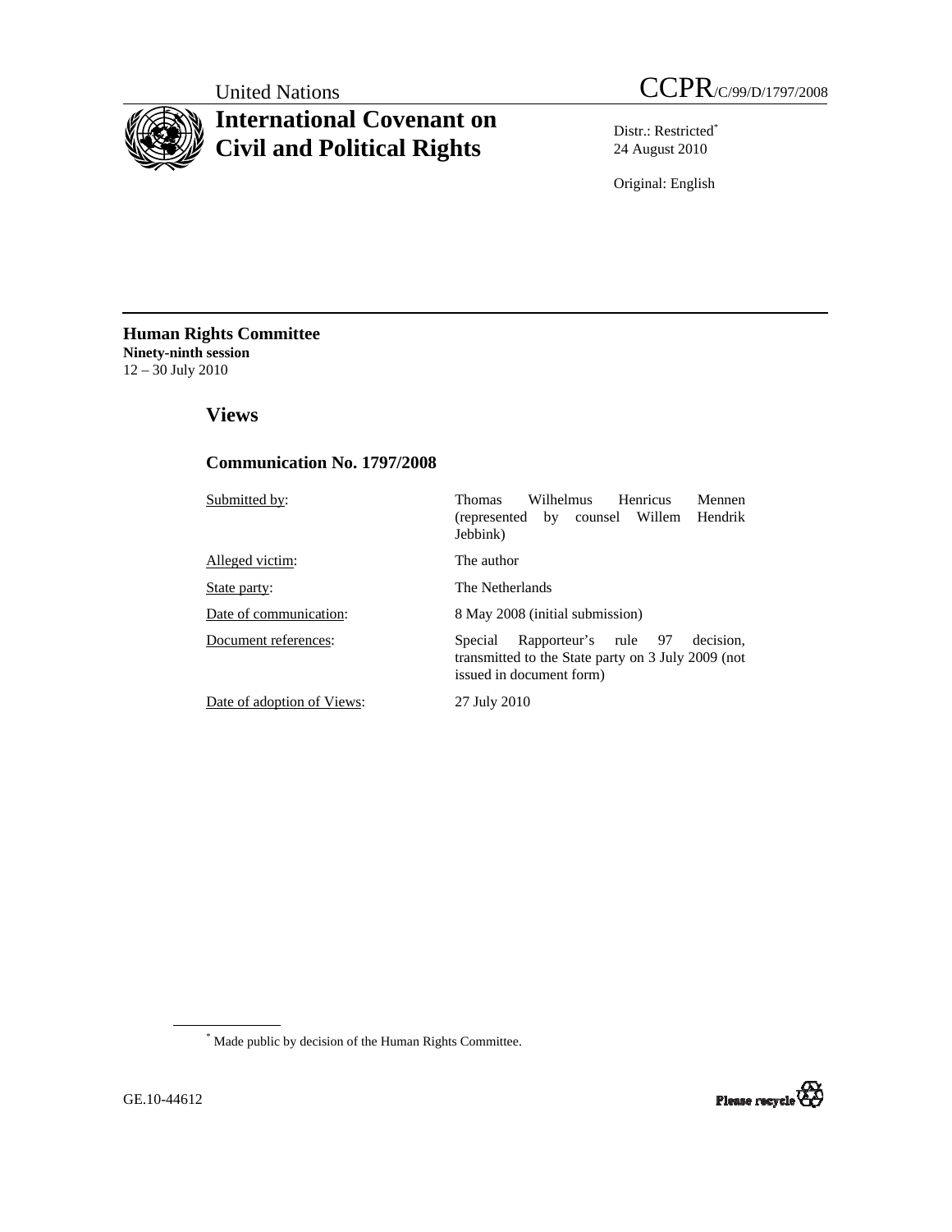United Nations

CCPR/C/99/D/1797/2008

# International Covenant on Civil and Political Rights

Distr.: Restricted*
24 August 2010

Original: English

**Human Rights Committee**
**Ninety-ninth session**
12 – 30 July 2010

## Views

### Communication No. 1797/2008

| | |
|---|---|
| Submitted by: | Thomas Wilhelmus Henricus Mennen (represented by counsel Willem Hendrik Jebbink) |
| Alleged victim: | The author |
| State party: | The Netherlands |
| Date of communication: | 8 May 2008 (initial submission) |
| Document references: | Special Rapporteur's rule 97 decision, transmitted to the State party on 3 July 2009 (not issued in document form) |
| Date of adoption of Views: | 27 July 2010 |

\* Made public by decision of the Human Rights Committee.

GE.10-44612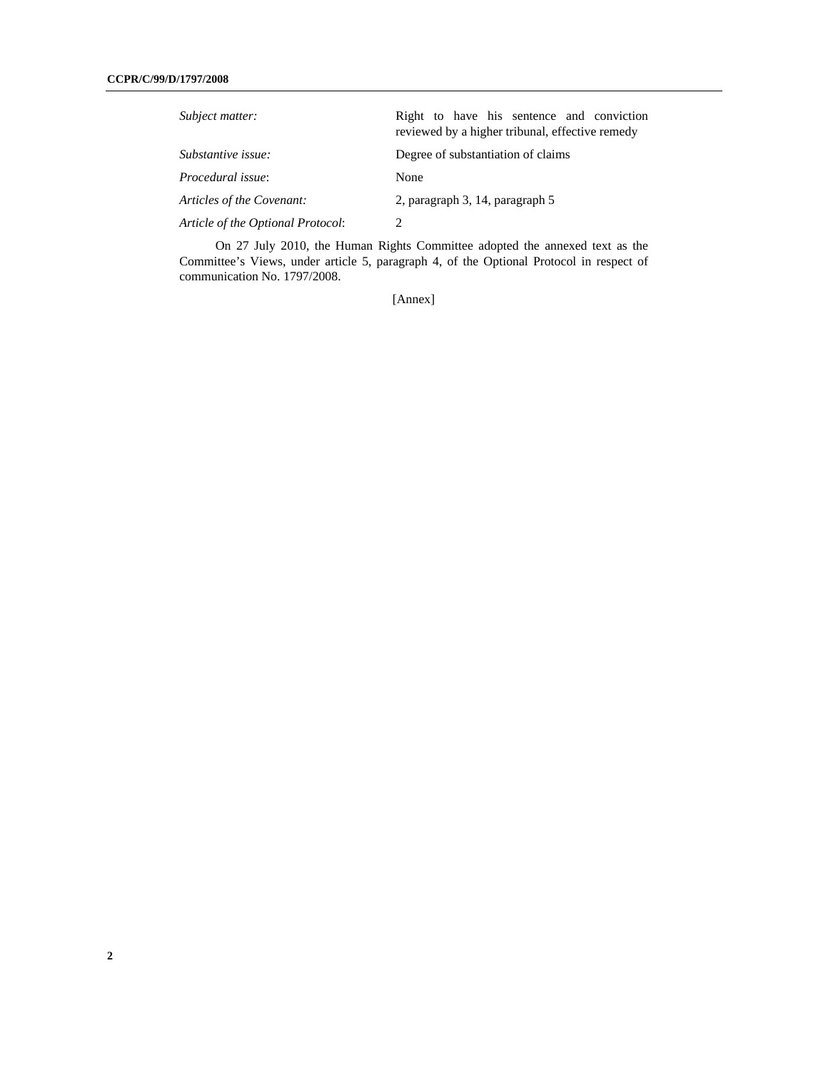| | |
|---|---|
| *Subject matter:* | Right to have his sentence and conviction reviewed by a higher tribunal, effective remedy |
| *Substantive issue:* | Degree of substantiation of claims |
| *Procedural issue*: | None |
| *Articles of the Covenant:* | 2, paragraph 3, 14, paragraph 5 |
| *Article of the Optional Protocol*: | 2 |

On 27 July 2010, the Human Rights Committee adopted the annexed text as the Committee's Views, under article 5, paragraph 4, of the Optional Protocol in respect of communication No. 1797/2008.

[Annex]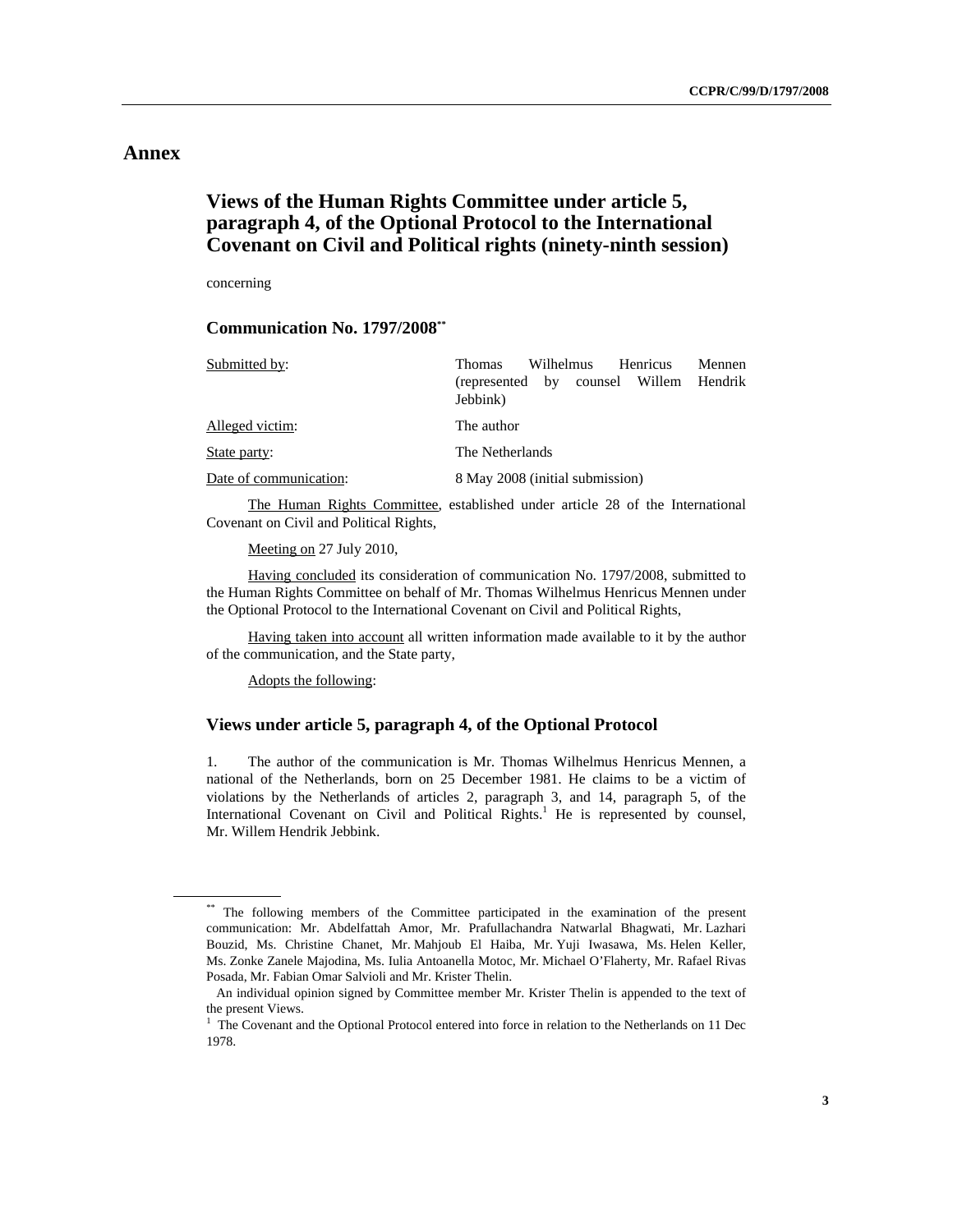# Annex

## Views of the Human Rights Committee under article 5, paragraph 4, of the Optional Protocol to the International Covenant on Civil and Political rights (ninety-ninth session)

concerning

### Communication No. 1797/2008**

| | |
|---|---|
| Submitted by: | Thomas Wilhelmus Henricus Mennen (represented by counsel Willem Hendrik Jebbink) |
| Alleged victim: | The author |
| State party: | The Netherlands |
| Date of communication: | 8 May 2008 (initial submission) |

The Human Rights Committee, established under article 28 of the International Covenant on Civil and Political Rights,

Meeting on 27 July 2010,

Having concluded its consideration of communication No. 1797/2008, submitted to the Human Rights Committee on behalf of Mr. Thomas Wilhelmus Henricus Mennen under the Optional Protocol to the International Covenant on Civil and Political Rights,

Having taken into account all written information made available to it by the author of the communication, and the State party,

Adopts the following:

### Views under article 5, paragraph 4, of the Optional Protocol

1. The author of the communication is Mr. Thomas Wilhelmus Henricus Mennen, a national of the Netherlands, born on 25 December 1981. He claims to be a victim of violations by the Netherlands of articles 2, paragraph 3, and 14, paragraph 5, of the International Covenant on Civil and Political Rights.[1] He is represented by counsel, Mr. Willem Hendrik Jebbink.

---

** The following members of the Committee participated in the examination of the present communication: Mr. Abdelfattah Amor, Mr. Prafullachandra Natwarlal Bhagwati, Mr. Lazhari Bouzid, Ms. Christine Chanet, Mr. Mahjoub El Haiba, Mr. Yuji Iwasawa, Ms. Helen Keller, Ms. Zonke Zanele Majodina, Ms. Iulia Antoanella Motoc, Mr. Michael O'Flaherty, Mr. Rafael Rivas Posada, Mr. Fabian Omar Salvioli and Mr. Krister Thelin.

An individual opinion signed by Committee member Mr. Krister Thelin is appended to the text of the present Views.

[1] The Covenant and the Optional Protocol entered into force in relation to the Netherlands on 11 Dec 1978.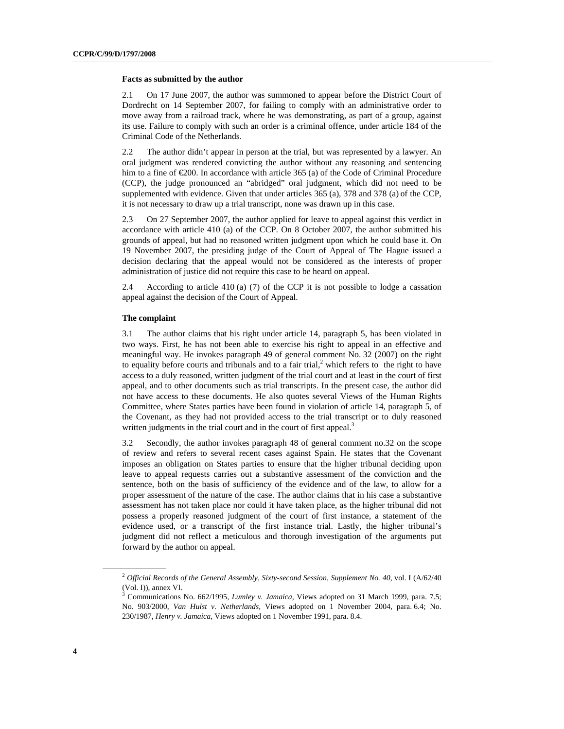### Facts as submitted by the author

2.1 On 17 June 2007, the author was summoned to appear before the District Court of Dordrecht on 14 September 2007, for failing to comply with an administrative order to move away from a railroad track, where he was demonstrating, as part of a group, against its use. Failure to comply with such an order is a criminal offence, under article 184 of the Criminal Code of the Netherlands.

2.2 The author didn't appear in person at the trial, but was represented by a lawyer. An oral judgment was rendered convicting the author without any reasoning and sentencing him to a fine of €200. In accordance with article 365 (a) of the Code of Criminal Procedure (CCP), the judge pronounced an "abridged" oral judgment, which did not need to be supplemented with evidence. Given that under articles 365 (a), 378 and 378 (a) of the CCP, it is not necessary to draw up a trial transcript, none was drawn up in this case.

2.3 On 27 September 2007, the author applied for leave to appeal against this verdict in accordance with article 410 (a) of the CCP. On 8 October 2007, the author submitted his grounds of appeal, but had no reasoned written judgment upon which he could base it. On 19 November 2007, the presiding judge of the Court of Appeal of The Hague issued a decision declaring that the appeal would not be considered as the interests of proper administration of justice did not require this case to be heard on appeal.

2.4 According to article 410 (a) (7) of the CCP it is not possible to lodge a cassation appeal against the decision of the Court of Appeal.

### The complaint

3.1 The author claims that his right under article 14, paragraph 5, has been violated in two ways. First, he has not been able to exercise his right to appeal in an effective and meaningful way. He invokes paragraph 49 of general comment No. 32 (2007) on the right to equality before courts and tribunals and to a fair trial,[2] which refers to the right to have access to a duly reasoned, written judgment of the trial court and at least in the court of first appeal, and to other documents such as trial transcripts. In the present case, the author did not have access to these documents. He also quotes several Views of the Human Rights Committee, where States parties have been found in violation of article 14, paragraph 5, of the Covenant, as they had not provided access to the trial transcript or to duly reasoned written judgments in the trial court and in the court of first appeal.[3]

3.2 Secondly, the author invokes paragraph 48 of general comment no.32 on the scope of review and refers to several recent cases against Spain. He states that the Covenant imposes an obligation on States parties to ensure that the higher tribunal deciding upon leave to appeal requests carries out a substantive assessment of the conviction and the sentence, both on the basis of sufficiency of the evidence and of the law, to allow for a proper assessment of the nature of the case. The author claims that in his case a substantive assessment has not taken place nor could it have taken place, as the higher tribunal did not possess a properly reasoned judgment of the court of first instance, a statement of the evidence used, or a transcript of the first instance trial. Lastly, the higher tribunal's judgment did not reflect a meticulous and thorough investigation of the arguments put forward by the author on appeal.

---

[2] *Official Records of the General Assembly, Sixty-second Session, Supplement No. 40*, vol. I (A/62/40 (Vol. I)), annex VI.

[3] Communications No. 662/1995, *Lumley v. Jamaica*, Views adopted on 31 March 1999, para. 7.5; No. 903/2000, *Van Hulst v. Netherlands*, Views adopted on 1 November 2004, para. 6.4; No. 230/1987, *Henry v. Jamaica*, Views adopted on 1 November 1991, para. 8.4.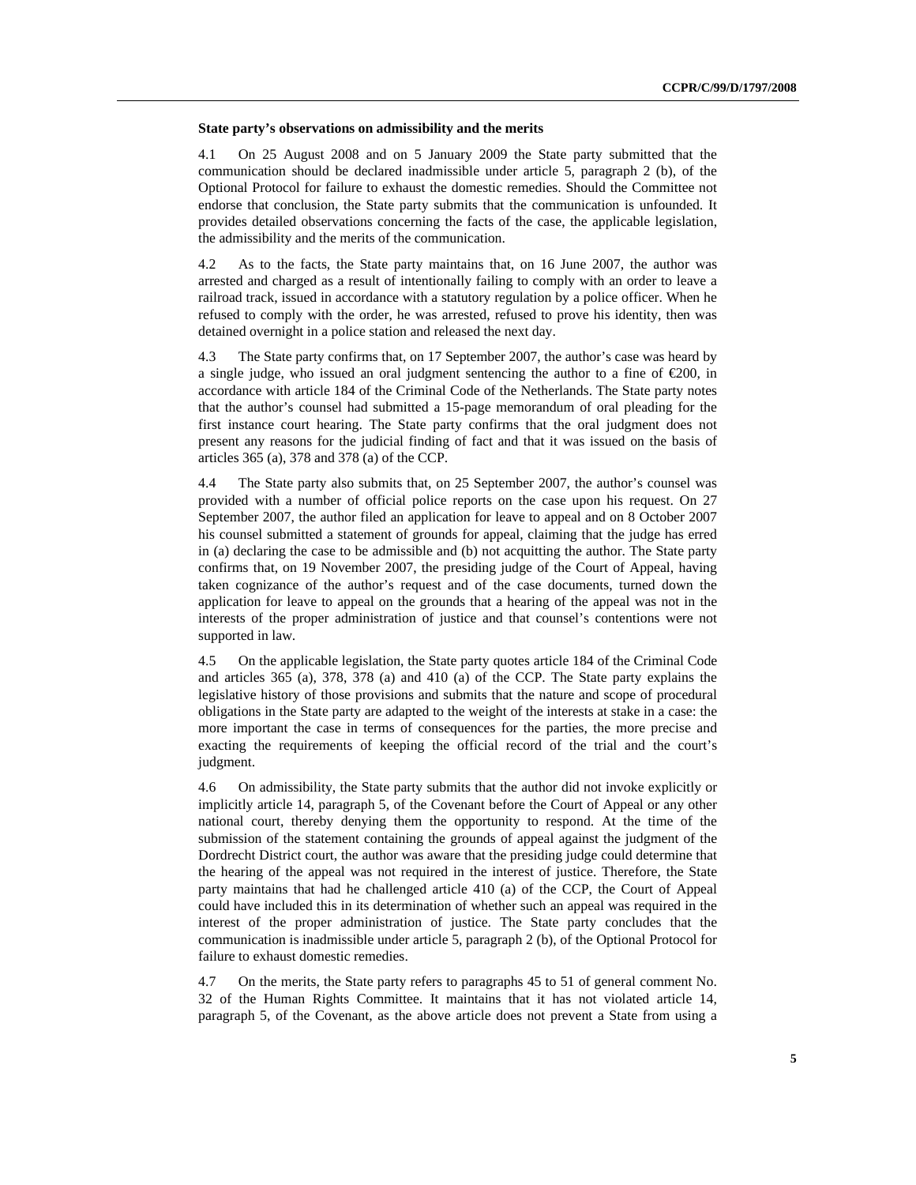**State party's observations on admissibility and the merits**

4.1 On 25 August 2008 and on 5 January 2009 the State party submitted that the communication should be declared inadmissible under article 5, paragraph 2 (b), of the Optional Protocol for failure to exhaust the domestic remedies. Should the Committee not endorse that conclusion, the State party submits that the communication is unfounded. It provides detailed observations concerning the facts of the case, the applicable legislation, the admissibility and the merits of the communication.

4.2 As to the facts, the State party maintains that, on 16 June 2007, the author was arrested and charged as a result of intentionally failing to comply with an order to leave a railroad track, issued in accordance with a statutory regulation by a police officer. When he refused to comply with the order, he was arrested, refused to prove his identity, then was detained overnight in a police station and released the next day.

4.3 The State party confirms that, on 17 September 2007, the author's case was heard by a single judge, who issued an oral judgment sentencing the author to a fine of €200, in accordance with article 184 of the Criminal Code of the Netherlands. The State party notes that the author's counsel had submitted a 15-page memorandum of oral pleading for the first instance court hearing. The State party confirms that the oral judgment does not present any reasons for the judicial finding of fact and that it was issued on the basis of articles 365 (a), 378 and 378 (a) of the CCP.

4.4 The State party also submits that, on 25 September 2007, the author's counsel was provided with a number of official police reports on the case upon his request. On 27 September 2007, the author filed an application for leave to appeal and on 8 October 2007 his counsel submitted a statement of grounds for appeal, claiming that the judge has erred in (a) declaring the case to be admissible and (b) not acquitting the author. The State party confirms that, on 19 November 2007, the presiding judge of the Court of Appeal, having taken cognizance of the author's request and of the case documents, turned down the application for leave to appeal on the grounds that a hearing of the appeal was not in the interests of the proper administration of justice and that counsel's contentions were not supported in law.

4.5 On the applicable legislation, the State party quotes article 184 of the Criminal Code and articles 365 (a), 378, 378 (a) and 410 (a) of the CCP. The State party explains the legislative history of those provisions and submits that the nature and scope of procedural obligations in the State party are adapted to the weight of the interests at stake in a case: the more important the case in terms of consequences for the parties, the more precise and exacting the requirements of keeping the official record of the trial and the court's judgment.

4.6 On admissibility, the State party submits that the author did not invoke explicitly or implicitly article 14, paragraph 5, of the Covenant before the Court of Appeal or any other national court, thereby denying them the opportunity to respond. At the time of the submission of the statement containing the grounds of appeal against the judgment of the Dordrecht District court, the author was aware that the presiding judge could determine that the hearing of the appeal was not required in the interest of justice. Therefore, the State party maintains that had he challenged article 410 (a) of the CCP, the Court of Appeal could have included this in its determination of whether such an appeal was required in the interest of the proper administration of justice. The State party concludes that the communication is inadmissible under article 5, paragraph 2 (b), of the Optional Protocol for failure to exhaust domestic remedies.

4.7 On the merits, the State party refers to paragraphs 45 to 51 of general comment No. 32 of the Human Rights Committee. It maintains that it has not violated article 14, paragraph 5, of the Covenant, as the above article does not prevent a State from using a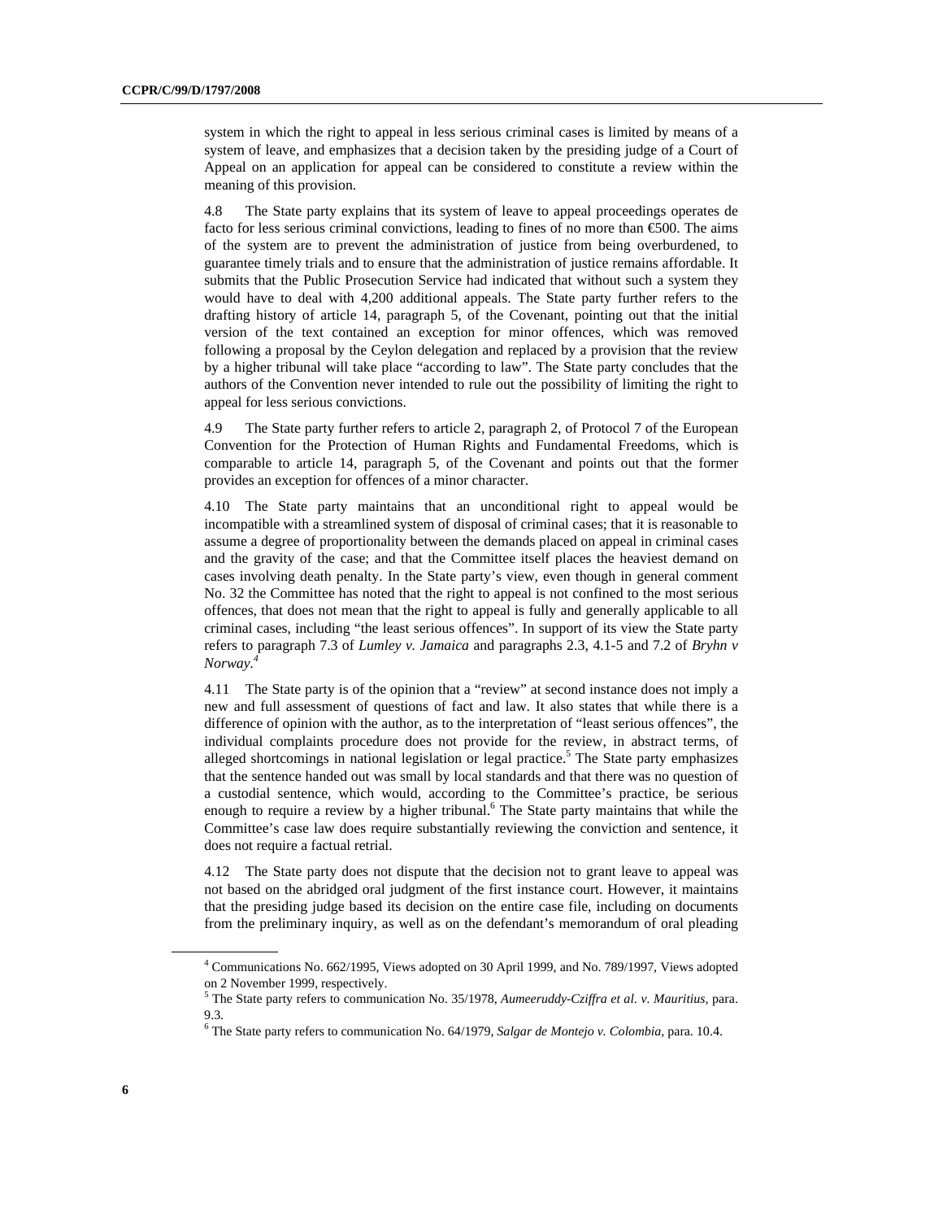system in which the right to appeal in less serious criminal cases is limited by means of a system of leave, and emphasizes that a decision taken by the presiding judge of a Court of Appeal on an application for appeal can be considered to constitute a review within the meaning of this provision.

4.8 The State party explains that its system of leave to appeal proceedings operates de facto for less serious criminal convictions, leading to fines of no more than €500. The aims of the system are to prevent the administration of justice from being overburdened, to guarantee timely trials and to ensure that the administration of justice remains affordable. It submits that the Public Prosecution Service had indicated that without such a system they would have to deal with 4,200 additional appeals. The State party further refers to the drafting history of article 14, paragraph 5, of the Covenant, pointing out that the initial version of the text contained an exception for minor offences, which was removed following a proposal by the Ceylon delegation and replaced by a provision that the review by a higher tribunal will take place "according to law". The State party concludes that the authors of the Convention never intended to rule out the possibility of limiting the right to appeal for less serious convictions.

4.9 The State party further refers to article 2, paragraph 2, of Protocol 7 of the European Convention for the Protection of Human Rights and Fundamental Freedoms, which is comparable to article 14, paragraph 5, of the Covenant and points out that the former provides an exception for offences of a minor character.

4.10 The State party maintains that an unconditional right to appeal would be incompatible with a streamlined system of disposal of criminal cases; that it is reasonable to assume a degree of proportionality between the demands placed on appeal in criminal cases and the gravity of the case; and that the Committee itself places the heaviest demand on cases involving death penalty. In the State party's view, even though in general comment No. 32 the Committee has noted that the right to appeal is not confined to the most serious offences, that does not mean that the right to appeal is fully and generally applicable to all criminal cases, including "the least serious offences". In support of its view the State party refers to paragraph 7.3 of *Lumley v. Jamaica* and paragraphs 2.3, 4.1-5 and 7.2 of *Bryhn v Norway*.[4]

4.11 The State party is of the opinion that a "review" at second instance does not imply a new and full assessment of questions of fact and law. It also states that while there is a difference of opinion with the author, as to the interpretation of "least serious offences", the individual complaints procedure does not provide for the review, in abstract terms, of alleged shortcomings in national legislation or legal practice.[5] The State party emphasizes that the sentence handed out was small by local standards and that there was no question of a custodial sentence, which would, according to the Committee's practice, be serious enough to require a review by a higher tribunal.[6] The State party maintains that while the Committee's case law does require substantially reviewing the conviction and sentence, it does not require a factual retrial.

4.12 The State party does not dispute that the decision not to grant leave to appeal was not based on the abridged oral judgment of the first instance court. However, it maintains that the presiding judge based its decision on the entire case file, including on documents from the preliminary inquiry, as well as on the defendant's memorandum of oral pleading

---

[4] Communications No. 662/1995, Views adopted on 30 April 1999, and No. 789/1997, Views adopted on 2 November 1999, respectively.

[5] The State party refers to communication No. 35/1978, *Aumeeruddy-Cziffra et al. v. Mauritius*, para. 9.3.

[6] The State party refers to communication No. 64/1979, *Salgar de Montejo v. Colombia*, para. 10.4.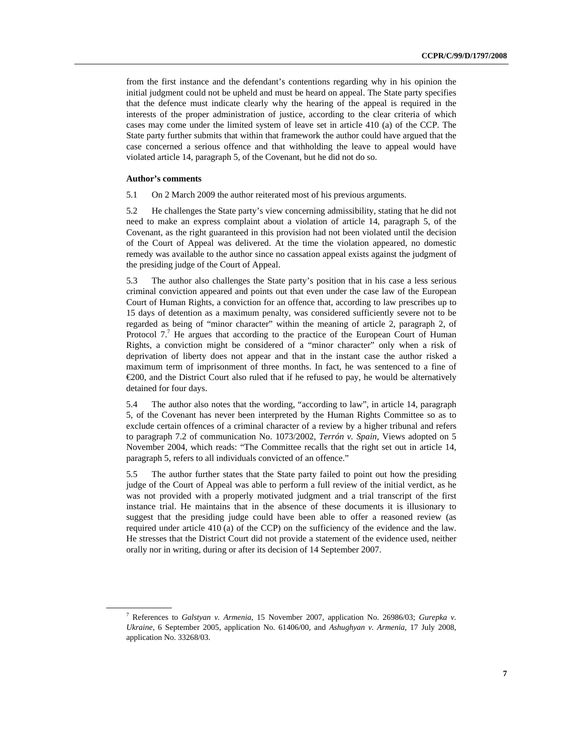from the first instance and the defendant's contentions regarding why in his opinion the initial judgment could not be upheld and must be heard on appeal. The State party specifies that the defence must indicate clearly why the hearing of the appeal is required in the interests of the proper administration of justice, according to the clear criteria of which cases may come under the limited system of leave set in article 410 (a) of the CCP. The State party further submits that within that framework the author could have argued that the case concerned a serious offence and that withholding the leave to appeal would have violated article 14, paragraph 5, of the Covenant, but he did not do so.

**Author's comments**

5.1 On 2 March 2009 the author reiterated most of his previous arguments.

5.2 He challenges the State party's view concerning admissibility, stating that he did not need to make an express complaint about a violation of article 14, paragraph 5, of the Covenant, as the right guaranteed in this provision had not been violated until the decision of the Court of Appeal was delivered. At the time the violation appeared, no domestic remedy was available to the author since no cassation appeal exists against the judgment of the presiding judge of the Court of Appeal.

5.3 The author also challenges the State party's position that in his case a less serious criminal conviction appeared and points out that even under the case law of the European Court of Human Rights, a conviction for an offence that, according to law prescribes up to 15 days of detention as a maximum penalty, was considered sufficiently severe not to be regarded as being of "minor character" within the meaning of article 2, paragraph 2, of Protocol 7.[7] He argues that according to the practice of the European Court of Human Rights, a conviction might be considered of a "minor character" only when a risk of deprivation of liberty does not appear and that in the instant case the author risked a maximum term of imprisonment of three months. In fact, he was sentenced to a fine of €200, and the District Court also ruled that if he refused to pay, he would be alternatively detained for four days.

5.4 The author also notes that the wording, "according to law", in article 14, paragraph 5, of the Covenant has never been interpreted by the Human Rights Committee so as to exclude certain offences of a criminal character of a review by a higher tribunal and refers to paragraph 7.2 of communication No. 1073/2002, *Terrón v. Spain*, Views adopted on 5 November 2004, which reads: "The Committee recalls that the right set out in article 14, paragraph 5, refers to all individuals convicted of an offence."

5.5 The author further states that the State party failed to point out how the presiding judge of the Court of Appeal was able to perform a full review of the initial verdict, as he was not provided with a properly motivated judgment and a trial transcript of the first instance trial. He maintains that in the absence of these documents it is illusionary to suggest that the presiding judge could have been able to offer a reasoned review (as required under article 410 (a) of the CCP) on the sufficiency of the evidence and the law. He stresses that the District Court did not provide a statement of the evidence used, neither orally nor in writing, during or after its decision of 14 September 2007.

---

[7] References to *Galstyan v. Armenia*, 15 November 2007, application No. 26986/03; *Gurepka v. Ukraine*, 6 September 2005, application No. 61406/00, and *Ashughyan v. Armenia*, 17 July 2008, application No. 33268/03.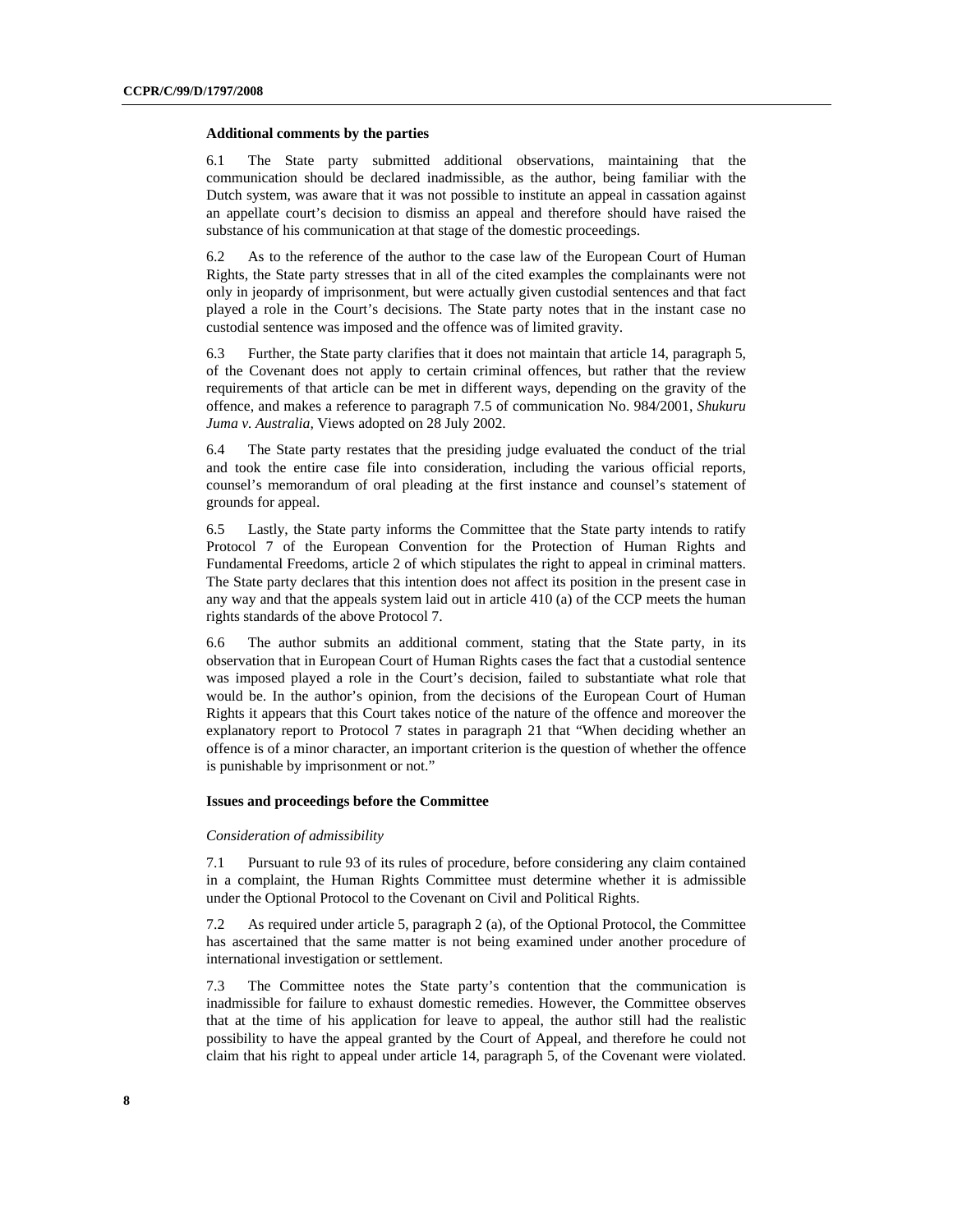### Additional comments by the parties

6.1 The State party submitted additional observations, maintaining that the communication should be declared inadmissible, as the author, being familiar with the Dutch system, was aware that it was not possible to institute an appeal in cassation against an appellate court's decision to dismiss an appeal and therefore should have raised the substance of his communication at that stage of the domestic proceedings.

6.2 As to the reference of the author to the case law of the European Court of Human Rights, the State party stresses that in all of the cited examples the complainants were not only in jeopardy of imprisonment, but were actually given custodial sentences and that fact played a role in the Court's decisions. The State party notes that in the instant case no custodial sentence was imposed and the offence was of limited gravity.

6.3 Further, the State party clarifies that it does not maintain that article 14, paragraph 5, of the Covenant does not apply to certain criminal offences, but rather that the review requirements of that article can be met in different ways, depending on the gravity of the offence, and makes a reference to paragraph 7.5 of communication No. 984/2001, *Shukuru Juma v. Australia,* Views adopted on 28 July 2002.

6.4 The State party restates that the presiding judge evaluated the conduct of the trial and took the entire case file into consideration, including the various official reports, counsel's memorandum of oral pleading at the first instance and counsel's statement of grounds for appeal.

6.5 Lastly, the State party informs the Committee that the State party intends to ratify Protocol 7 of the European Convention for the Protection of Human Rights and Fundamental Freedoms, article 2 of which stipulates the right to appeal in criminal matters. The State party declares that this intention does not affect its position in the present case in any way and that the appeals system laid out in article 410 (a) of the CCP meets the human rights standards of the above Protocol 7.

6.6 The author submits an additional comment, stating that the State party, in its observation that in European Court of Human Rights cases the fact that a custodial sentence was imposed played a role in the Court's decision, failed to substantiate what role that would be. In the author's opinion, from the decisions of the European Court of Human Rights it appears that this Court takes notice of the nature of the offence and moreover the explanatory report to Protocol 7 states in paragraph 21 that "When deciding whether an offence is of a minor character, an important criterion is the question of whether the offence is punishable by imprisonment or not."

### Issues and proceedings before the Committee

*Consideration of admissibility*

7.1 Pursuant to rule 93 of its rules of procedure, before considering any claim contained in a complaint, the Human Rights Committee must determine whether it is admissible under the Optional Protocol to the Covenant on Civil and Political Rights.

7.2 As required under article 5, paragraph 2 (a), of the Optional Protocol, the Committee has ascertained that the same matter is not being examined under another procedure of international investigation or settlement.

7.3 The Committee notes the State party's contention that the communication is inadmissible for failure to exhaust domestic remedies. However, the Committee observes that at the time of his application for leave to appeal, the author still had the realistic possibility to have the appeal granted by the Court of Appeal, and therefore he could not claim that his right to appeal under article 14, paragraph 5, of the Covenant were violated.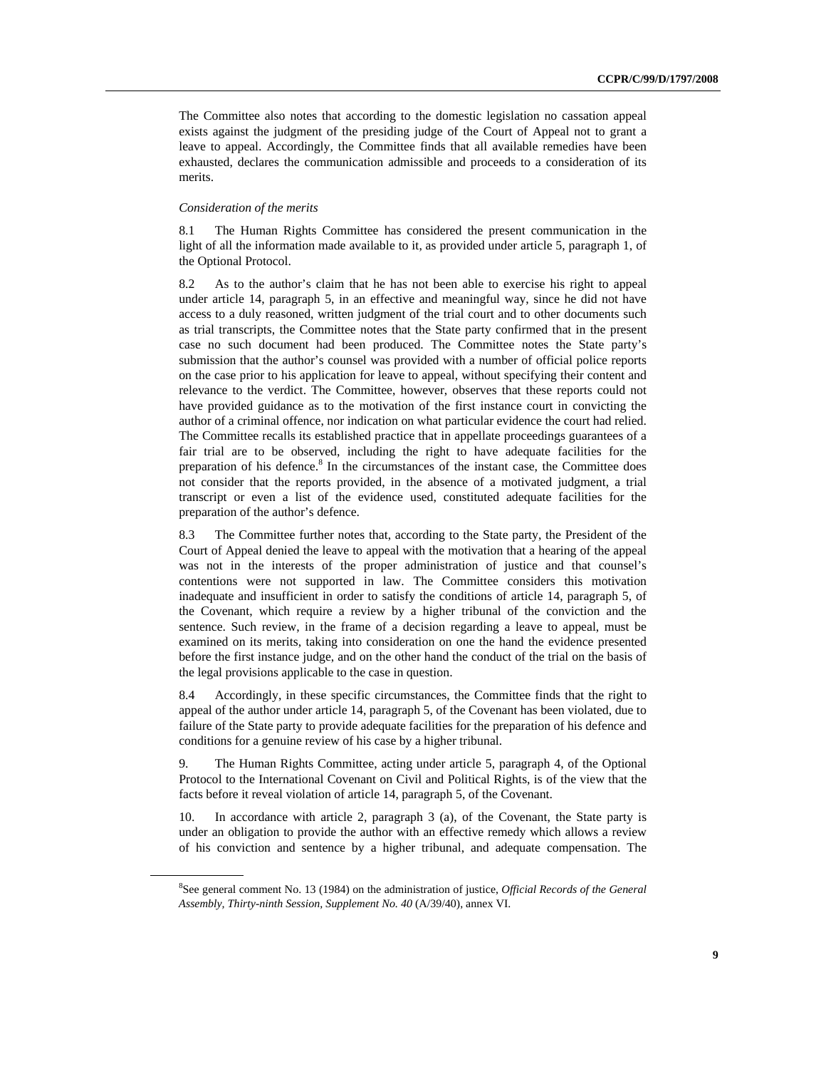The Committee also notes that according to the domestic legislation no cassation appeal exists against the judgment of the presiding judge of the Court of Appeal not to grant a leave to appeal. Accordingly, the Committee finds that all available remedies have been exhausted, declares the communication admissible and proceeds to a consideration of its merits.

*Consideration of the merits*

8.1 The Human Rights Committee has considered the present communication in the light of all the information made available to it, as provided under article 5, paragraph 1, of the Optional Protocol.

8.2 As to the author's claim that he has not been able to exercise his right to appeal under article 14, paragraph 5, in an effective and meaningful way, since he did not have access to a duly reasoned, written judgment of the trial court and to other documents such as trial transcripts, the Committee notes that the State party confirmed that in the present case no such document had been produced. The Committee notes the State party's submission that the author's counsel was provided with a number of official police reports on the case prior to his application for leave to appeal, without specifying their content and relevance to the verdict. The Committee, however, observes that these reports could not have provided guidance as to the motivation of the first instance court in convicting the author of a criminal offence, nor indication on what particular evidence the court had relied. The Committee recalls its established practice that in appellate proceedings guarantees of a fair trial are to be observed, including the right to have adequate facilities for the preparation of his defence.[8] In the circumstances of the instant case, the Committee does not consider that the reports provided, in the absence of a motivated judgment, a trial transcript or even a list of the evidence used, constituted adequate facilities for the preparation of the author's defence.

8.3 The Committee further notes that, according to the State party, the President of the Court of Appeal denied the leave to appeal with the motivation that a hearing of the appeal was not in the interests of the proper administration of justice and that counsel's contentions were not supported in law. The Committee considers this motivation inadequate and insufficient in order to satisfy the conditions of article 14, paragraph 5, of the Covenant, which require a review by a higher tribunal of the conviction and the sentence. Such review, in the frame of a decision regarding a leave to appeal, must be examined on its merits, taking into consideration on one the hand the evidence presented before the first instance judge, and on the other hand the conduct of the trial on the basis of the legal provisions applicable to the case in question.

8.4 Accordingly, in these specific circumstances, the Committee finds that the right to appeal of the author under article 14, paragraph 5, of the Covenant has been violated, due to failure of the State party to provide adequate facilities for the preparation of his defence and conditions for a genuine review of his case by a higher tribunal.

9. The Human Rights Committee, acting under article 5, paragraph 4, of the Optional Protocol to the International Covenant on Civil and Political Rights, is of the view that the facts before it reveal violation of article 14, paragraph 5, of the Covenant.

10. In accordance with article 2, paragraph 3 (a), of the Covenant, the State party is under an obligation to provide the author with an effective remedy which allows a review of his conviction and sentence by a higher tribunal, and adequate compensation. The

[8] See general comment No. 13 (1984) on the administration of justice, *Official Records of the General Assembly, Thirty-ninth Session, Supplement No. 40* (A/39/40), annex VI.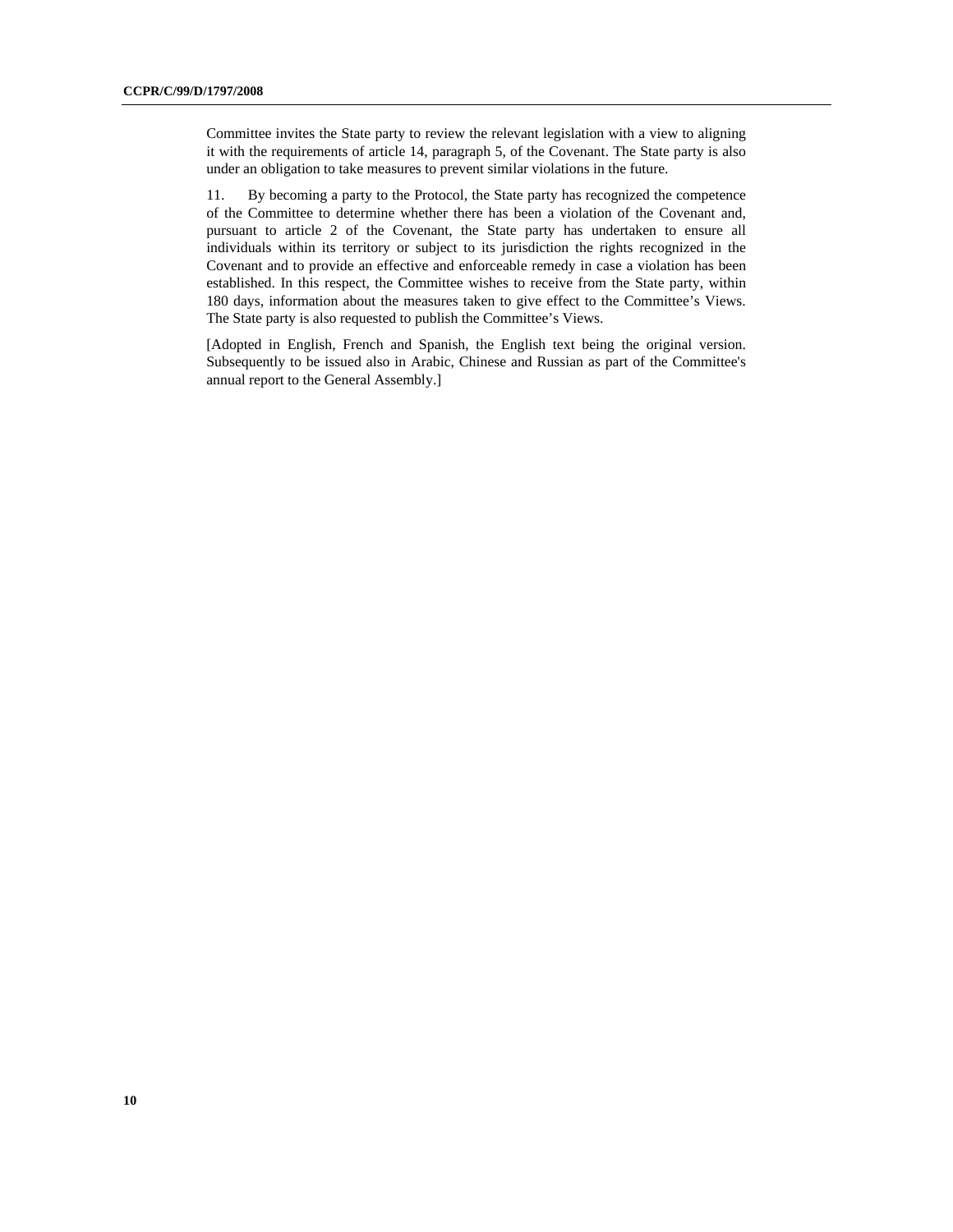Committee invites the State party to review the relevant legislation with a view to aligning it with the requirements of article 14, paragraph 5, of the Covenant. The State party is also under an obligation to take measures to prevent similar violations in the future.

11. By becoming a party to the Protocol, the State party has recognized the competence of the Committee to determine whether there has been a violation of the Covenant and, pursuant to article 2 of the Covenant, the State party has undertaken to ensure all individuals within its territory or subject to its jurisdiction the rights recognized in the Covenant and to provide an effective and enforceable remedy in case a violation has been established. In this respect, the Committee wishes to receive from the State party, within 180 days, information about the measures taken to give effect to the Committee's Views. The State party is also requested to publish the Committee's Views.

[Adopted in English, French and Spanish, the English text being the original version. Subsequently to be issued also in Arabic, Chinese and Russian as part of the Committee's annual report to the General Assembly.]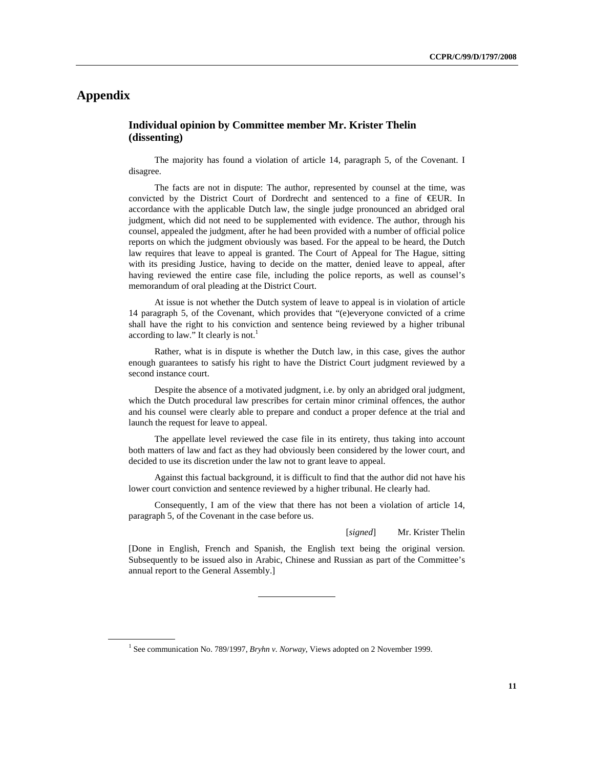# Appendix

## Individual opinion by Committee member Mr. Krister Thelin (dissenting)

The majority has found a violation of article 14, paragraph 5, of the Covenant. I disagree.

The facts are not in dispute: The author, represented by counsel at the time, was convicted by the District Court of Dordrecht and sentenced to a fine of €EUR. In accordance with the applicable Dutch law, the single judge pronounced an abridged oral judgment, which did not need to be supplemented with evidence. The author, through his counsel, appealed the judgment, after he had been provided with a number of official police reports on which the judgment obviously was based. For the appeal to be heard, the Dutch law requires that leave to appeal is granted. The Court of Appeal for The Hague, sitting with its presiding Justice, having to decide on the matter, denied leave to appeal, after having reviewed the entire case file, including the police reports, as well as counsel's memorandum of oral pleading at the District Court.

At issue is not whether the Dutch system of leave to appeal is in violation of article 14 paragraph 5, of the Covenant, which provides that "(e)everyone convicted of a crime shall have the right to his conviction and sentence being reviewed by a higher tribunal according to law." It clearly is not.[1]

Rather, what is in dispute is whether the Dutch law, in this case, gives the author enough guarantees to satisfy his right to have the District Court judgment reviewed by a second instance court.

Despite the absence of a motivated judgment, i.e. by only an abridged oral judgment, which the Dutch procedural law prescribes for certain minor criminal offences, the author and his counsel were clearly able to prepare and conduct a proper defence at the trial and launch the request for leave to appeal.

The appellate level reviewed the case file in its entirety, thus taking into account both matters of law and fact as they had obviously been considered by the lower court, and decided to use its discretion under the law not to grant leave to appeal.

Against this factual background, it is difficult to find that the author did not have his lower court conviction and sentence reviewed by a higher tribunal. He clearly had.

Consequently, I am of the view that there has not been a violation of article 14, paragraph 5, of the Covenant in the case before us.

[*signed*] Mr. Krister Thelin

[Done in English, French and Spanish, the English text being the original version. Subsequently to be issued also in Arabic, Chinese and Russian as part of the Committee's annual report to the General Assembly.]

---

[1] See communication No. 789/1997, *Bryhn v. Norway*, Views adopted on 2 November 1999.